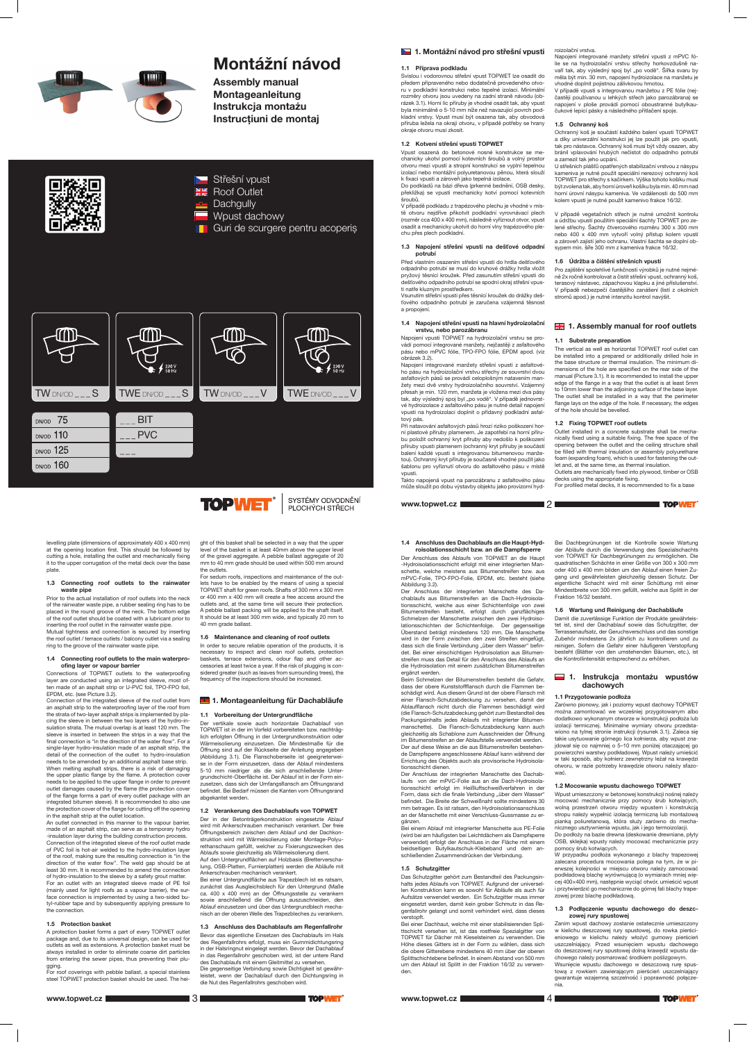# Montážní návod

**Assembly manual**
**Montageanleitung**
**Instrukcja montażu**
**Instrucțiuni de montaj**

Střešní vpust
Roof Outlet
Dachgully
Wpust dachowy
Guri de scurgere pentru acoperiș

TW DN/OD _ _ _ S
TWE DN/OD _ _ _ S
TW DN/OD _ _ _ V
TWE DN/OD _ _ _ V

230 V 50 Hz

| | |
|---|---|
| DN/OD 75 | _ _ _ BIT |
| DN/OD 110 | _ _ _ PVC |
| DN/OD 125 | _ _ _ |
| DN/OD 160 | |

TOPWET® SYSTÉMY ODVODNĚNÍ PLOCHÝCH STŘECH

## 1. Montážní návod pro střešní vpusti

### 1.1 Příprava podkladu

Svislou i vodorovnou střešní vpust TOPWET lze osadit do předem připraveného nebo dodatečně provedeného otvoru v podkladní konstrukci nebo tepelné izolaci. Minimální rozměry otvoru jsou uvedeny na zadní straně návodu (obrázek 3.1). Horní líc příruby je vhodné osadit tak, aby vpust byla minimálně o 5-10 mm níže než navazující povrch podkladní vrstvy. Vpust musí být osazena tak, aby obvodová příruba ležela na okraji otvoru, v případě potřeby se hrany okraje otvoru musí zkosit.

### 1.2 Kotvení střešní vpusti TOPWET

Vpust osazená do betonové nosné konstrukce se mechanicky ukotví pomocí kotevních šroubů a volný prostor otvoru mezi vpustí a stropní konstrukcí se vyplní tepelnou izolací nebo montážní polyuretanovou pěnou, která slouží k fixaci vpusti a zároveň jako tepelná izolace.
Do podkladů na bázi dřeva (prkenné bednění, OSB desky, překližka) se vpusti mechanicky kotví pomocí kotevních šroubů.
V případě podkladu z trapézového plechu je vhodné v místě otvoru nejdříve přikotvit podkladní vyrovnávací plech (rozměr cca 400 x 400 mm), následně vyříznout otvor, vpust osadit a mechanicky ukotvit do horní vlny trapézového plechu přes plech podkladní.

### 1.3 Napojení střešní vpusti na dešťové odpadní potrubí

Před vlastním osazením střešní vpusti do hrdla dešťového odpadního potrubí se musí do kruhové drážky hrdla vložit pryžový těsnící kroužek. Před zasunutím střešní vpusti do dešťového odpadního potrubí se spodní okraj střešní vpusti natře kluzným prostředkem.
Vsunutím střešní vpusti přes těsnící kroužek do drážky dešťového odpadního potrubí je zaručena vzájemná těsnost a propojení.

### 1.4 Napojení střešní vpusti na hlavní hydroizolační vrstvu, nebo parozábranu

Napojení vpusti TOPWET na hydroizolační vrstvu se provádí pomocí integrované manžety, nejčastěji z asfaltového pásu nebo mPVC fólie, TPO-FPO fólie, EPDM apod. (viz obrázek 3.2).
Napojení integrované manžety střešní vpusti z asfaltového pásu na hydroizolační vrstvu střechy ze souvrství dvou asfaltových pásů se provádí celoplošným natavením manžety mezi dvě vrstvy hydroizolačního souvrství. Vzájemný přesah je min. 120 mm, manžeta je vložena mezi dva pásy tak, aby výsledný spoj byl „po vodě". V případě jednovrstvé hydroizolace z asfaltového pásu je nutné detail napojení vpusti na hydroizolaci doplnit o přídavný podkladní asfaltový pás.
Při natavování asfaltových pásů hrozí riziko poškození horní plastové příruby plamenem. Je zapotřebí na horní přírubu položit ochranný kryt příruby aby nedošlo k poškození příruby vpusti plamenem (ochranný kryt příruby je součástí balení každé vpusti s integrovanou bitumenovou manžetou). Ochranný kryt příruby je současně vhodné použít jako šablonu pro vyříznutí otvoru do asfaltového pásu v místě vpusti.
Takto napojená vpust na parozábranu z asfaltového pásu může sloužit po dobu výstavby objektu jako provizorní hydroizolační vrstva.
Napojení integrované manžety střešní vpusti z mPVC fólie se na hydroizolační vrstvu střechy horkovzdušně navaří tak, aby výsledný spoj byl „po vodě". Šířka svaru by měla být min. 30 mm, napojení hydroizolace na manžetu je vhodné doplnit pojistnou zálivkovou hmotou.
V případě vpusti s integrovanou manžetou z PE fólie (nejčastěji používanou u lehkých střech jako parozábrana) se napojení v ploše provádí pomocí oboustranně butylkaučukové lepicí pásky a následného přitlačení spoje.

### 1.5 Ochranný koš

Ochranný koš je součástí každého balení vpusti TOPWET a díky univerzální konstrukci jej lze použít jak pro vpusti, tak pro nástavce. Ochranný koš musí být vždy osazen, aby bránil vplavování hrubých nečistot do odpadního potrubí a zamezil tak jeho ucpání.
U střešních plášťů opatřených stabilizační vrstvou z násypu kameniva je nutné použít speciální nerezový ochranný koš TOPWET pro střechy s kačírkem. Výška tohoto košíku musí být zvolena tak, aby horní úroveň košíku byla min. 40 mm nad horní úrovní násypu kameniva. Ve vzdálenosti do 500 mm kolem vpusti je nutné použít kamenivo frakce 16/32.

V případě vegetačních střech je nutné umožnit kontrolu a údržbu vpusti použitím speciální šachty TOPWET pro zelené střechy. Šachty čtvercového rozměru 300 x 300 mm nebo 400 x 400 mm vytvoří volný přístup kolem vpusti a zároveň zajistí jeho ochranu. Vlastní šachta se doplní obsypem min. šíře 300 mm z kameniva frakce 16/32.

### 1.6 Údržba a čištění střešních vpustí

Pro zajištění spolehlivé funkčnosti výrobků je nutné nejméně 2x ročně kontrolovat a čistit střešní vpust, ochranný koš, terasový nástavec, zápachovou klapku a jiné příslušenství. V případě nebezpečí častějšího zanášení (listí z okolních stromů apod.) je nutné intenzitu kontrol navýšit.

## 1. Assembly manual for roof outlets

### 1.1 Substrate preparation

The vertical as well as horizontal TOPWET roof outlet can be installed into a prepared or additionally drilled hole in the base structure or thermal insulation. The minimum dimensions of the hole are specified on the rear side of the manual (Picture 3.1). It is recommended to install the upper edge of the flange in a way that the outlet is at least 5mm to 10mm lower than the adjoining surface of the base layer. The outlet shall be installed in a way that the perimeter flange lays on the edge of the hole. If necessary, the edges of the hole should be bevelled.

### 1.2 Fixing TOPWET roof outlets

Outlet installed in a concrete substrate shall be mechanically fixed using a suitable fixing. The free space of the opening between the outlet and the ceiling structure shall be filled with thermal insulation or assembly polyurethane foam (expanding foam), which is used for fastening the outlet and, at the same time, as thermal insulation.
Outlets are mechanically fixed into plywood, timber or OSB decks using the appropriate fixing.
For profiled metal decks, it is recommended to fix a base levelling plate (dimensions of approximately 400 x 400 mm) at the opening location first. This should be followed by cutting a hole, installing the outlet and mechanically fixing it to the upper corrugation of the metal deck over the base plate.

### 1.3 Connecting roof outlets to the rainwater waste pipe

Prior to the actual installation of roof outlets into the neck of the rainwater waste pipe, a rubber sealing ring has to be placed in the round groove of the neck. The bottom edge of the roof outlet should be coated with a lubricant prior to inserting the roof outlet in the rainwater waste pipe.
Mutual tightness and connection is secured by inserting the roof outlet / terrace outlets / balcony outlet via a sealing ring to the groove of the rainwater waste pipe.

### 1.4 Connecting roof outlets to the main waterproofing layer or vapour barrier

Connections of TOPWET outlets to the waterproofing layer are conducted using an integrated sleeve, most often made of an asphalt strip or U-PVC foil, TPO-FPO foil, EPDM, etc. (see Picture 3.2).
Connection of the integrated sleeve of the roof outlet from an asphalt strip to the waterproofing layer of the roof from the strata of two-layer asphalt strips is implemented by placing the sleeve in between the two layers of the hydro-insulation strata. The mutual overlap is at least 120 mm. The sleeve is inserted in between the strips in a way that the final connection is "in the direction of the water flow". For a single-layer hydro-insulation made of an asphalt strip, the detail of the connection of the outlet to hydro-insulation needs to be amended by an additional asphalt base strip.
When melting asphalt strips, there is a risk of damaging the upper plastic flange by the flame. A protection cover needs to be applied to the upper flange in order to prevent outlet damages caused by the flame (the protection cover of the flange forms a part of every outlet package with an integrated bitumen sleeve). It is recommended to also use the protection cover of the flange for cutting off the opening in the asphalt strip at the outlet location.
An outlet connected in this manner to the vapour barrier, made of an asphalt strip, can serve as a temporary hydro-insulation layer during the building construction process.
Connection of the integrated sleeve of the roof outlet made of PVC foil is hot-air welded to the hydro-insulation layer of the roof, making sure the resulting connection is "in the direction of the water flow". The weld gap should be at least 30 mm. It is recommended to amend the connection of hydro-insulation to the sleeve by a safety grout matter.
For an outlet with an integrated sleeve made of PE foil (mainly used for light roofs as a vapour barrier), the surface connection is implemented by using a two-sided butyl-rubber tape and by subsequently applying pressure to the connection.

### 1.5 Protection basket

A protection basket forms a part of every TOPWET outlet package and, due to its universal design, can be used for outlets as well as extensions. A protection basket must be always installed in order to eliminate coarse dirt particles from entering the sewer pipes, thus preventing their plugging.
For roof coverings with pebble ballast, a special stainless steel TOPWET protection basket should be used. The height of this basket shall be selected in a way that the upper level of the basket is at least 40mm above the upper level of the gravel aggregate. A pebble ballast aggregate of 20 mm to 40 mm grade should be used within 500 mm around the outlets.
For sedum roofs, inspections and maintenance of the outlets have to be enabled by the means of using a special TOPWET shaft for green roofs. Shafts of 300 mm x 300 mm or 400 mm x 400 mm will create a free access around the outlets and, at the same time will secure their protection. A pebble ballast packing will be applied to the shaft itself. It should be at least 300 mm wide, and typically 20 mm to 40 mm grade ballast.

### 1.6 Maintenance and cleaning of roof outlets

In order to secure reliable operation of the products, it is necessary to inspect and clean roof outlets, protection baskets, terrace extensions, odour flap and other accessories at least twice a year. If the risk of plugging is considered greater (such as leaves from surrounding trees), the frequency of the inspections should be increased.

## 1. Montageanleitung für Dachabläufe

### 1.1 Vorbereitung der Untergrundfläche

Der vertikale sowie auch horizontale Dachablauf von TOPWET ist in der im Vorfeld vorbereiteten bzw. nachträglich erfolgten Öffnung in der Untergrundkonstruktion oder Wärmeisolierung einzusetzen. Die Mindestmaße für die Öffnung sind auf der Rückseite der Anleitung angegeben (Abbildung 3.1). Die Flanschoberseite ist geeigneterweise in der Form einzusetzen, dass der Ablauf mindestens 5-10 mm niedriger als die sich anschließende Untergrundschicht-Oberfläche ist. Der Ablauf ist in der Form einzusetzen, dass sich der Umfangsflansch am Öffnungsrand befindet. Bei Bedarf müssen die Kanten vom Öffnungsrand abgekantet werden.

### 1.2 Verankerung des Dachablaufs von TOPWET

Der in der Betonträgerkonstruktion eingesetzte Ablauf wird mit Ankerschrauben mechanisch verankert. Der freie Öffnungsbereich zwischen dem Ablauf und der Dachkonstruktion wird mit Wärmeisolierung oder Montage-Polyurethanschaum gefüllt, welcher zu Fixierungszwecken des Ablaufs sowie gleichzeitig als Wärmeisolierung dient.
Auf den Untergrundflächen auf Holzbasis (Bretterverschalung, OSB-Platten, Furnierplatten) werden die Abläufe mit Ankerschrauben mechanisch verankert.
Bei einer Untergrundfläche aus Trapezblech ist es ratsam, zunächst das Ausgleichsblech für den Untergrund (Maße ca. 400 x 400 mm) an der Öffnungsstelle zu verankern sowie anschließend die Öffnung auszuschneiden, den Ablauf einzusetzen und über das Untergrundblech mechanisch an der oberen Welle des Trapezbleches zu verankern.

### 1.3 Anschluss des Dachablaufs am Regenfallrohr

Bevor das eigentliche Einsetzen des Dachablaufs im Hals des Regenfallrohrs erfolgt, muss ein Gummidichtungsring in der Halsringnut eingelegt werden. Bevor der Dachablauf in das Regenfallrohr geschoben wird, ist der untere Rand des Dachablaufs mit einem Gleitmittel zu versehen.
Die gegenseitige Verbindung sowie Dichtigkeit ist gewährleistet, wenn der Dachablauf durch den Dichtungsring in die Nut des Regenfallrohrs geschoben wird.

### 1.4 Anschluss des Dachablaufs an die Haupt-Hydroisolationsschicht bzw. an die Dampfsperre

Der Anschluss des Ablaufs von TOPWET an die Haupt-Hydroisolationsschicht erfolgt mit einer integrierten Manschette, welche meistens aus Bitumenstreifen bzw. aus mPVC-Folie, TPO-FPO-Folie, EPDM, etc. besteht (siehe Abbildung 3.2).
Der Anschluss der integrierten Manschette des Dachablaufs aus Bitumenstreifen an die Dach-Hydroisolationsschicht, welche aus einer Schichtenfolge von zwei Bitumenstreifen besteht, erfolgt durch ganzflächiges Schmelzen der Manschette zwischen den zwei Hydroisolationsschichten der Schichtenfolge. Der gegenseitige Überstand beträgt mindestens 120 mm. Die Manschette wird in der Form zwischen den zwei Streifen eingefügt, dass sich die finale Verbindung „über dem Wasser" befindet. Bei einer einschichtigen Hydroisolation aus Bitumenstreifen muss das Detail für den Anschluss des Ablaufs an die Hydroisolation mit einem zusätzlichen Bitumenstreifen ergänzt werden.
Beim Schmelzen der Bitumenstreifen besteht die Gefahr, dass der obere Kunststoffflansch durch die Flammen beschädigt wird. Aus diesem Grund ist der obere Flansch mit einer Flansch-Schutzabdeckung zu versehen, damit der Ablaufflansch nicht durch die Flammen beschädigt wird (die Flansch-Schutzabdeckung gehört zum Bestandteil des Packungsinhalts jedes Ablaufs mit integrierter Bitumenmanschette). Die Flansch-Schutzabdeckung kann auch gleichzeitig als Schablone zum Ausschneiden der Öffnung im Bitumenstreifen an der Ablaufstelle verwendet werden.
Der auf diese Weise an die aus Bitumenstreifen bestehende Dampfsperre angeschlossene Ablauf kann während der Errichtung des Objekts auch als provisorische Hydroisolationsschicht dienen.
Der Anschluss der integrierten Manschette des Dachablaufs von der mPVC-Folie aus an die Dach-Hydroisolationsschicht erfolgt im Heißluftschweißverfahren in der Form, dass sich die finale Verbindung „über dem Wasser" befindet. Die Breite der Schweißnaht sollte mindestens 30 mm betragen. Es ist ratsam, den Hydroisolationsanschluss an der Manschette mit einer Verschluss-Gussmasse zu ergänzen.
Bei einem Ablauf mit integrierter Manschette aus PE-Folie (wird bei am häufigsten bei Leichtdächern als Dampfsperre verwendet) erfolgt der Anschluss in der Fläche mit einem beidseitigen Butylkautschuk-Klebeband und dem anschließenden Zusammendrücken der Verbindung.

### 1.5 Schutzgitter

Das Schutzgitter gehört zum Bestandteil des Packungsinhalts jedes Ablaufs von TOPWET. Aufgrund der universellen Konstruktion kann es sowohl für Abläufe als auch für Aufsätze verwendet werden. Ein Schutzgitter muss immer eingesetzt werden, damit kein grober Schmutz in das Regenfallrohr gelangt und somit verhindert wird, dass dieses verstopft.
Bei einer Dachhaut, welche mit einer stabilisierenden Splittschicht versehen ist, ist das rostfreie Spezialgitter von TOPWET für Dächer mit Kieselsteinen zu verwenden. Die Höhe dieses Gitters ist in der Form zu wählen, dass sich die obere Gitterebene mindestens 40 mm über der oberen Splittschichtebene befindet. In einem Abstand von 500 mm um den Ablauf ist Splitt in der Fraktion 16/32 zu verwenden.
Bei Dachbegrünungen ist die Kontrolle sowie Wartung der Abläufe durch die Verwendung des Spezialschachts von TOPWET für Dachbegrünungen zu ermöglichen. Die quadratischen Schächte in einer Größe von 300 x 300 mm oder 400 x 400 mm bilden um den Ablauf einen freien Zugang und gewährleisten gleichzeitig dessen Schutz. Der eigentliche Schacht wird mit einer Schüttung mit einer Mindestbreite von 300 mm gefüllt, welche aus Splitt in der Fraktion 16/32 besteht.

### 1.6 Wartung und Reinigung der Dachabläufe

Damit die zuverlässige Funktion der Produkte gewährleistet ist, sind der Dachablauf sowie das Schutzgitter, der Terrassenaufsatz, der Geruchsverschluss und das sonstige Zubehör mindestens 2x jährlich zu kontrollieren und zu reinigen. Sofern die Gefahr einer häufigeren Verstopfung besteht (Blätter von den umstehenden Bäumen, etc.), ist die Kontrollintensität entsprechend zu erhöhen.

## 1. Instrukcja montażu wpustów dachowych

### 1.1 Przygotowanie podłoża

Zarówno pionowy, jak i poziomy wpust dachowy TOPWET można zamontować we wcześniej przygotowanym albo dodatkowo wykonanym otworze w konstrukcji podłoża lub izolacji termicznej. Minimalne wymiary otworu przedstawiono na tylnej stronie instrukcji (rysunek 3.1). Zaleca się takie usytuowanie górnego lica kołnierza, aby wpust znajdował się co najmniej o 5–10 mm poniżej otaczającej go powierzchni warstwy podkładowej. Wpust należy umieścić w taki sposób, aby kołnierz zewnętrzny leżał na krawędzi otworu, w razie potrzeby krawędzie otworu należy sfazować.

### 1.2 Mocowanie wpustu dachowego TOPWET

Wpust umieszczony w betonowej konstrukcji nośnej należy mocować mechanicznie przy pomocy śrub kotwiących, wolną przestrzeń otworu między wpustem i konstrukcją stropu należy wypełnić izolacją termiczną lub montażową pianką poliuretanową, która służy zarówno do mechanicznego uszczelnienia wpustu, jak i jego termoizolacji.
Do podłoży na bazie drewna (deskowanie drewniane, płyty OSB, sklejka) wpusty należy mocować mechanicznie przy pomocy śrub kotwiących.
W przypadku podłoża wykonanego z blachy trapezowej zalecana procedura mocowania polega na tym, że w pierwszej kolejności w miejscu otworu należy zamocować podkładową blachę wyrównującą (o wymiarach mniej więcej 400×400 mm), następnie wyciąć otwór, umieścić wpust i przytwierdzić go mechanicznie do górnej fali blachy trapezowej przez blachę podkładową.

### 1.3 Podłączenie wpustu dachowego do deszczowej rury spustowej

Zanim wpust dachowy zostanie ostatecznie umieszczony w kielichu deszczowej rury spustowej, do rowka pierścieniowego w kielichu należy włożyć gumowy pierścień uszczelniający. Przed wsunięciem wpustu dachowego do deszczowej rury spustowej dolną krawędź wpustu dachowego należy posmarować środkiem poślizgowym.
Wsunięcie wpustu dachowego w deszczową rurę spustową z rowkiem zawierającym pierścień uszczelniający gwarantuje wzajemną szczelność i poprawność połączenia.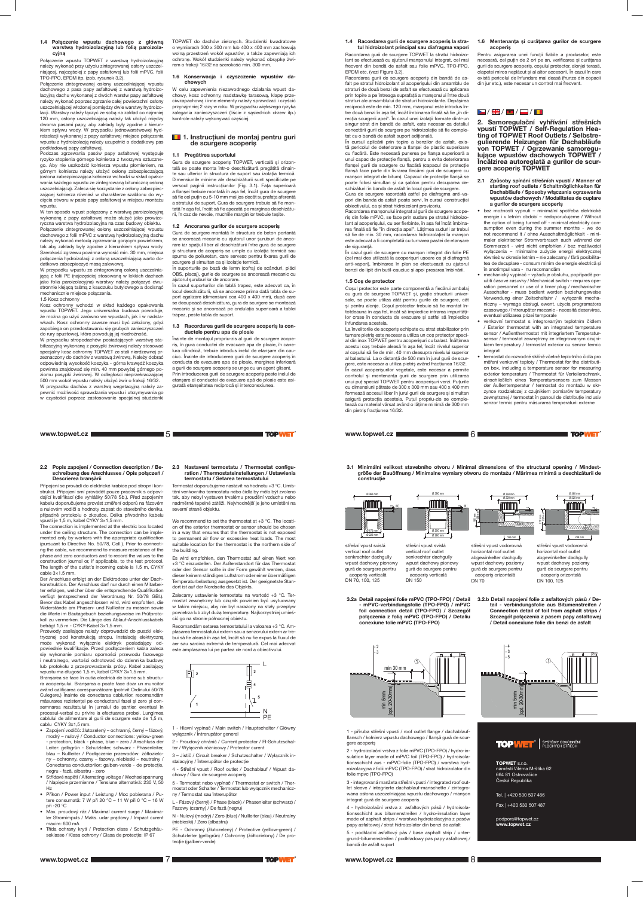### 1.4 Połączenie wpustu dachowego z główną warstwą hydroizolacyjną lub folią paroizolacyjną

Połączenie wpustu TOPWET z warstwą hydroizolacyjną należy wykonać przy użyciu zintegrowanej osłony uszczelniającej, najczęściej z papy asfaltowej lub folii mPVC, folii TPO-FPO, EPDM itp. (zob. rysunek 3.2).

Połączenie zintegrowanej osłony uszczelniającej wpustu dachowego z pasą papy asfaltowej z warstwą hydroizolacyjną dachu wykonanej z dwóch warstw papy asfaltowej należy wykonać poprzez zgrzanie całej powierzchni osłony uszczelniającej włożonej pomiędzy dwie warstwy hydroizolacji. Warstwy należy łączyć ze sobą na zakład co najmniej 120 mm, osłonę uszczelniającą należy tak ułożyć między dwoma pasami papy, aby zakłady były zgodne z kierunkiem spływu wody. W przypadku jednowarstwowej hydroizolacji wykonanej z papy asfaltowej miejsce połączenia wpustu z hydroizolacją należy uzupełnić o dodatkowy pas podkładowej papy asfaltowej.

Podczas zgrzewania pasów papy asfaltowej występuje ryzyko stopienia górnego kołnierza z tworzywa sztucznego. Aby nie uszkodzić kołnierza płomieniem, na górnym kołnierzu należy ułożyć osłonę zabezpieczającą (osłona zabezpieczająca kołnierza wchodzi w skład opakowania każdego wpustu ze zintegrowaną bitumiczną osłoną uszczelniającą). Zaleca się korzystanie z osłony zabezpieczającej kołnierz również w charakterze szablonu do wycięcia otworu w pasie papy asfaltowej w miejscu montażu wpustu.

W ten sposób wpust połączony z warstwą paroizolacyjną wykonaną z papy asfaltowej może służyć jako prowizoryczna warstwa hydroizolacyjna na czas budowy obiektu.

Połączenie zintegrowanej osłony uszczelniającej wpustu dachowego z folii mPVC z warstwą hydroizolacyjną dachu należy wykonać metodą zgrzewania gorącym powietrzem, tak aby zakłady były zgodne z kierunkiem spływu wody. Szerokość zgrzewu powinna wynosić min. 30 mm, miejsca połączenia hydroizolacji z osłoną uszczelniającą warto dodatkowo zabezpieczyć masą zalewową.

W przypadku wpustu ze zintegrowaną osłoną uszczelniającą z folii PE (najczęściej stosowaną w lekkich dachach jako folia paroizolacyjna) warstwy należy połączyć dwustronnie klejącą taśmą z kauczuku butylowego a docisnąć mechanicznie miejsce połączenia.

1.5 Kosz ochronny

Kosz ochronny wchodzi w skład każdego opakowania wpustu TOPWET. Jego uniwersalna budowa powoduje, że można go użyć zarówno we wpustach, jak i w nadstawkach. Kosz ochronny zawsze musi być założony, gdyż zapobiega on przedostawaniu się grubych zanieczyszczeń do rury spustowej, które powodują jej niedrożność.

W przypadku stropodachów posiadających warstwę stabilizacyjną wykonaną z posypki żwirowej należy stosować specjalny kosz ochronny TOPWET ze stali nierdzewnej przeznaczony do dachów z warstwą żwirową. Należy dobrać odpowiednią wysokość koszyka - górna krawędź koszyka powinna znajdować się min. 40 mm powyżej górnego poziomu posypki żwirowej. W odległości nieprzekraczającej 500 mm wokół wpustu należy ułożyć żwir o frakcji 16/32.

W przypadku dachów z warstwą wegetacyjną należy zapewnić możliwość sprawdzania wpustu i utrzymywania go w czystości poprzez zastosowanie specjalnej studzienki TOPWET do dachów zielonych. Studzienki kwadratowe o wymiarach 300 x 300 mm lub 400 x 400 mm zachowują wolną przestrzeń wokół wpustów, a także zapewniają ich ochronę. Wokół studzienki należy wykonać obsypkę żwirem o frakcji 16/32 na szerokość min. 300 mm.

### 1.6 Konserwacja i czyszczenie wpustów dachowych

W celu zapewnienia niezawodnego działania wpust dachowy, kosz ochronny, nadstawkę tarasową, klapę przeciwzapachową i inne elementy należy sprawdzać i czyścić przynajmniej 2 razy w roku. W przypadku większego ryzyka zalegania zanieczyszczeń (liście z sąsiednich drzew itp.) kontrole należy wykonywać częściej.

## 1. Instrucțiuni de montaj pentru guri de scurgere acoperiș

### 1.1 Pregătirea suportului

Gura de scurgere acoperiș TOPWET, verticală și orizontală se poate monta într-o deschizătură pregătită dinainte sau ulterior în structura de suport sau izolația termică. Dimensiunile minime ale deschizăturii sunt specificate pe versoul paginii instrucțiunilor (Fig. 3.1). Fața superioară a flanșei trebuie montată în așa fel, încât gura de scurgere să fie cel puțin cu 5-10 mm mai jos decât suprafața aferentă a straturii de suport. Gura de scurgere trebuie să fie montată în așa fel, încât să fie așezată pe marginea deschizăturii, în caz de nevoie, muchiile marginilor trebuie teșite.

### 1.2 Ancorarea gurilor de scurgere acoperiș

Gura de scurgere montată în structura de beton portantă se ancorează mecanic cu ajutorul unor șuruburi de ancorare iar spațiul liber al deschizăturii între gura de scurgere și structura de acoperiș se umple cu izolația termică sau spuma de poliuretan, care servesc pentru fixarea gurii de scurgere și simultan ca și izolație termică.

În suporturile pe bază de lemn (cofraj de scânduri, plăci OBS, placaj), gurile de scurgere se ancorează mecanic cu ajutorul șuruburilor de ancorare.

În cazul suporturilor din tablă trapez, este adecvat ca, în locul deschizăturii, să se ancoreze prima dată tabla de suport egalizare (dimensiuni cca 400 x 400 mm), după care se decupează deschizătura, gura de scurgere se montează mecanic și se ancorează pe ondulația superioară a tablei trapez, peste tabla de suport.

### 1.3 Racordarea gurii de scurgere acoperiș la conductele pentru apa de ploaie

Înainte de montajul propriu-zis al gurii de scurgere acoperiș, în gura conductei de evacuare apa de ploaie, în canelura cilindrică, trebuie introdus inelul de etanșare din cauciuc. Înainte de introducerea gurii de scurgere acoperiș în conducta de evacuare apa de ploaie, marginea inferioară a gurii de scurgere acoperiș se unge cu un agent glisant. Prin introducerea gurii de scurgere acoperiș peste inelul de etanșare al conductei de evacuare apă de ploaie este asigurată etanșeitatea reciprocă și interconexiunea.

### 1.4 Racordarea gurii de scurgere acoperiș la stratul hidroizolant principal sau diafragma vapori

Racordarea gurii de scurgere TOPWET la stratul hidroizolant se efectuează cu ajutorul manșonului integrat, cel mai frecvent din bandă de asfalt sau folie mPVC, TPO-FPO, EPDM etc. (vezi Figura 3.2).

Racordarea gurii de scurgere acoperiș din bandă de asfalt pe stratul hidroizolant al acoperișului din ansamblu de straturi de două benzi de asfalt se efectuează cu aplicarea prin topire a pe întreaga suprafață a manșonului între două straturi ale ansamblului de straturi hidroizolante. Depășirea reciprocă este de min. 120 mm, manșonul este introdus între două benzi în așa fel, încât îmbinarea finală să fie „în direcția scurgerii apei". În cazul unei izolații formate dintr-un singur strat din benzi de asfalt, este necesar ca detaliul conectării gurii de scurgere pe hidroizolație să fie completat cu o bandă de asfalt suport adițională.

În cursul aplicării prin topire a benzilor de asfalt, există pericolul de deteriorare a flanșei de plastic superioare cu flacără. Este necesară punerea pe flanșa superioară a unui capac de protecție flanșă, pentru a evita deteriorarea flanșei gurii de scurgere cu flacără (capacul de protecție flanșă face parte din livrarea fiecărei guri de scurgere cu manșon integrat de bitum). Capacul de protecție flanșă se poate folosi simultan și ca șablon pentru decuparea deschizăturii în banda de asfalt în locul gurii de scurgere.

Gura de scurgere racordată astfel pe diafragma anti-vapori din banda de asfalt poate servi, în cursul construcției obiectivului, ca și strat hidroizolant provizoriu.

Racordarea manșonului integrat al gurii de scurgere acoperiș din folie mPVC, se face prin sudare pe stratul hidroizolant al acoperișului, cu aer cald, în așa fel, încât îmbinarea finală să fie "în direcția apei". Lățimea sudurii ar trebui să fie de min. 30 mm, racordarea hidroizolației la manșon este adecvat a fi completată cu turnarea pastei de etanșare de siguranță.

În cazul gurii de scurgere cu manșon integrat din folie PE (cel mai des utilizată la acoperișuri ușoare ca și diafragmă anti-vapori), îmbinarea în plan se efectuează cu ajutorul benzii de lipit din butil-cauciuc și apoi presarea îmbinării.

### 1.5 Coș de protector

Coșul protector este parte componentă a fiecărui ambalaj cu gura de scurgere TOPWET și, grație structurii universale, se poate utiliza atât pentru gurile de scurgere, cât și pentru alonje. Coșul protector trebuie să fie montat întotdeauna în așa fel, încât să împiedice intrarea impurităților grase în conducta de evacuare și astfel să împiedice înfundarea acesteia.

La învelitorile de acoperiș echipate cu strat stabilizator prin turnare pietriș este necesar a utiliza un coș protector special din inox TOPWET pentru acoperișuri cu balast. Înălțimea acestui coș trebuie aleasă în așa fel, încât nivelul superior al coșului să fie de min. 40 mm deasupra nivelului superior al balastului. La o distanță de 500 mm în jurul gurii de scurgere, este necesar a utiliza pietriș având fracțiunea 16/32.

În cazul acoperișurilor vegetale, este necesar a permite controlul și mentenanța gurii de scurgere prin utilizarea unui puț special TOPWET pentru acoperișuri verzi. Puțurile cu dimensiuni pătrate de 300 x 300 mm sau 400 x 400 mm formează accesul liber în jurul gurii de scurgere și simultan asigură protecția acesteia. Puțul propriu-zis se completează cu material vărsat având o lățime minimă de 300 mm din pietriș fracțiunea 16/32.

### 1.6 Mentenanța și curățarea gurilor de scurgere acoperiș

Pentru asigurarea unei funcții fiabile a produselor, este necesară, cel puțin de 2 ori pe an, verificarea și curățarea gurii de scurgere acoperiș, coșului protector, alonjei terasă, clapetei miros neplăcut și al altor accesorii. În cazul în care există pericolul de înfundare mai deasă (frunze din copacii din jur etc.), este necesar un control mai frecvent.

## 2. Samoregulační vyhřívání střešních vpustí TOPWET / Self-Regulation Heating of TOPWET Roof Outlets / Selbstregulierende Heizungen für Dachabläufe von TOPWET / Ogrzewanie samoregulujące wpustów dachowych TOPWET / Încălzirea autoreglată a gurilor de scurgere acoperiș TOPWET

### 2.1 Způsoby spínání střešních vpustí / Manner of starting roof outlets / Schaltmöglichkeiten für Dachabläufe / Sposoby włączania ogrzewania wpustów dachowych / Modalitatea de cuplare a gurilor de scurgere acoperiș

- bez možnosti vypnutí – minimální spotřeba elektrické energie i v letním období – nedoporučujeme / Without the option of being turned off - minimal electricity consumption even during the summer months - we do not recommend it / ohne Ausschaltmöglichkeit - minimaler elektrischer Stromverbrauch auch während der Sommerzeit - wird nicht empfohlen / bez możliwości wyłączenia – minimalne zużycie energii elektrycznej również w okresie letnim – nie zalecamy / fără posibilitatea de decuplare - consum minim de energie electrică și în anotimpul vara - nu recomandăm
- mechanický vypínač – vyžaduje obsluhu, popřípadě použití časové zásuvky / Mechanical switch - requires operation personnel or use of a timer plug / mechanischer Ausschalter – muss bedient werden beziehungsweise Verwendung einer Zeitschaltuhr / wyłącznik mechaniczny – wymaga obsługi, ewent. użycia programatora czasowego / întrerupător mecanic - necesită deservirea, eventual utilizarea prizei temporale
- venkovní termostat s integrovaným teplotním čidlem / Exterior thermostat with an integrated temperature sensor / Außenthermostat mit integriertem Temperatursensor / termostat zewnętrzny ze zintegrowanym czujnikiem temperatury / termostat exterior cu senzor termic integrat
- termostat do rozvodné skříně včetně teplotního čidla pro měření venkovní teploty / Thermostat for the distribution box, including a temperature sensor for measuring exterior temperature / Thermostat für Verteilerschrank, einschließlich eines Temperatursensors zum Messen der Außentemperatur / termostat do montażu w skrzynce rozdzielczej z czujnikiem pomiarów temperatury zewnętrznej / termostat în panoul de distribuție inclusiv senzor termic pentru măsurarea temperaturii externe

### 2.2 Popis zapojení / Connection description / Beschreibung des Anschlusses / Opis połączeń / Descrierea branșării

Připojení se provádí do elektrické krabice pod stropní konstrukcí. Připojení smí provádět pouze pracovník s odpovídající kvalifikací (dle vyhlášky 50/78 Sb.). Před zapojením kabelu doporučujeme provést změření odporů na fázovém a nulovém vodiči a hodnoty zapsat do stavebního deníku, případně protokolu o zkoušce. Délka přívodního kabelu vpusti je 1,5 m, kabel CYKY 3×1,5 mm.

The connection is implemented at the electric box located under the ceiling structure. The connection can be implemented only by workers with the appropriate qualification (pursuant to Directive No. 50/78, Coll.). Prior to connecting the cable, we recommend to measure resistance of the phase and zero conductors and to record the values to the construction journal or, if applicable, to the test protocol. The length of the outlet's incoming cable is 1.5 m, CYKY cable 3×1.5 mm.

Der Anschluss erfolgt an der Elektrodose unter der Dachkonstruktion. Der Anschluss darf nur von einem Mitarbeiter erfolgen, welcher über die entsprechende Qualifikation verfügt (entsprechend der Verordnung Nr. 50/78 GBl.). Bevor das Kabel angeschlossen wird, wird empfohlen, die Widerstände am Phasen- und Nullleiter zu messen sowie die Werte im Bautagebuch beziehungsweise im Prüfprotokoll zu vermerken. Die Länge des Ablauf-Anschlusskabels beträgt 1,5 m - CYKY-Kabel 3×1,5 mm.

Przewody zasilające należy doprowadzić do puszki elektrycznej pod konstrukcją stropu. Instalacje elektryczną może wykonać wyłącznie elektryk posiadający odpowiednie kwalifikacje. Przed podłączeniem kabla zaleca się wykonanie pomiaru oporności przewodu fazowego i neutralnego, wartości odnotować do dziennika budowy lub protokołu z przeprowadzenia próby. Kabel zasilający wpustu ma długość 1,5 m, kabel CYKY 3×1,5 mm.

Branșarea se face în cutia electrică de borne sub structura acoperișului. Branșarea o poate face doar un muncitor având calificarea corespunzătoare (potrivit Ordinului 50/78 Culegere.) Înainte de conectarea cablurilor, recomandăm măsurarea rezistențelor pe conductorul fazei și zero și consemnarea rezultatului în jurnalul de șantier, eventual în procesul-verbal cu privire la efectuarea probei. Lungimea cablului de alimentare al gurii de scurgere este de 1,5 m, cablu CYKY 3x1,5 mm.

- Zapojení vodičů: žlutozelený – ochranný, černý – fázový, modrý – nulový / Conductor connections: yellow-green - protection, black - phase, blue – zero / Anschluss der Leiter: gelbgrün - Schutzleiter, schwarz - Phasenleiter, blau – Nullleiter / Podłączenie przewodów: żółtozielony – ochronny, czarny – fazowy, niebieski – neutralny / Conectarea conductorilor: galben-verde - de protecție, negru - fază, albastru - zero
- Střídavé napětí / Alternating voltage / Wechselspannung / Napięcie przemienne / Tensiune alternativă: 230 V, 50 Hz
- Příkon / Power input / Leistung / Moc pobierana / Putere consumată: 7 W při 20 °C ~ 11 W při 0 °C ~ 16 W při -20 °C
- Max. proudový náz / Maximal current surge / Maximaler Stromimpuls / Maks. udar prądowy / Impact curent maxim: 600 mA
- Třída ochrany krytí / Protection class / Schutzgehäuseklasse / Klasa ochrony / Clasa de protecție: IP 67

### 2.3 Nastavení termostatu / Thermostat configuration / Thermostateinstellungen / Ustawienia termostatu / Setarea termostatului

Termostat doporučujeme nastavit na hodnotu +3 °C. Umístění venkovního termostatu nebo čidla by mělo být zvoleno tak, aby nebyl vystaven trvalému proudění vzduchu nebo nadměrné tepelné zátěži. Nejvhodnější je jeho umístění na severní straně objektu.

We recommend to set the thermostat at +3 °C. The location of the exterior thermostat or sensor should be chosen in a way that ensures that the thermostat is not exposed to permanent air flow or excessive heat loads. The most suitable location for the thermostat is the northern side of the building.

Es wird empfohlen, den Thermostat auf einen Wert von +3 °C einzustellen. Der Außenstandort für das Thermostat oder den Sensor sollte in der Form gewählt werden, dass dieser keinem ständigen Luftstrom oder einer übermäßigen Temperaturbelastung ausgesetzt ist. Der geeignetste Standort ist auf der Nordseite des Objekts.

Zalecamy ustawienie termostatu na wartość +3 °C. Termostat zewnętrzny lub czujnik powinien być usytuowany w takim miejscu, aby nie był narażony na stały przepływ powietrza lub zbyt dużą temperaturę. Najkorzystniej umieścić go na stronie północnej obiektu.

Recomandăm setarea termostatului la valoarea +3 °C. Amplasarea termostatului extern sau a senzorului extern ar trebui să fie aleasă în așa fel, încât să nu fie expus la fluxul de aer sau sarcina extremă de temperatură. Cel mai adecvat este amplasarea lui pe partea de nord a obiectivului.

L
2
3
4
5
1
N
PE

1 - Hlavní vypínač / Main switch / Hauptschalter / Główny wyłącznik / Întrerupător general

2 - Proudový chránič / Current protector / FI-Schutzschalter / Wyłącznik różnicowy / Protector curent

3 – Jistič / Circuit breaker / Schutzschalter / Wyłącznik instalacyjny / Întrerupător de protecție

4 - Střešní vpust / Roof outlet / Dachablauf / Wpust dachowy / Gura de scurgere acoperiș

5 - Termostat nebo vypínač / Thermostat or switch / Thermostat oder Schalter / Termostat lub wyłącznik mechaniczny / Termostat sau întrerupător

L - Fázový (černý) / Phase (black) / Phasenleiter (schwarz) / Fazowy (czarny) / De fază (negru)

N - Nulový (modrý) / Zero (blue) / Nullleiter (blau) / Neutralny (niebieski) / Zero (albastru)

PE - Ochranný (žlutozelený) / Protective (yellow-green) / Schutzleiter (gelbgrün) / Ochronny (żółtozielony) / De protecție (galben-verde)

### 3.1 Minimální velikost stavebního otvoru / Minimal dimensions of the structural opening / Mindestgröße der Bauöffnung / Minimalne wymiary otworu do montażu / Mărimea minimă a deschizăturii de construcție

Ø 360 mm
Ø 170 mm
Ø 220 mm

střešní vpust svislá
vertical roof outlet
senkrechter dachgully
wpust dachowy pionowy
gură de scurgere pentru acoperiș verticală
DN 70, 100, 125

Ø 360 mm
Ø 260 mm
Ø 280 mm

střešní vpust svislá
vertical roof outlet
senkrechter dachgully
wpust dachowy pionowy
gură de scurgere pentru acoperiș verticală
DN 150

Ø 360 mm
Ø 220 mm
163 mm

střešní vpust vodorovná
horizontal roof outlet
abgewinkelter dachgully
wpust dachowy poziomy
gură de scurgere pentru acoperiș orizontală
DN 70

Ø 360 mm
Ø 220 mm
238 mm

střešní vpust vodorovná
horizontal roof outlet
abgewinkelter dachgully
wpust dachowy poziomy
gură de scurgere pentru acoperiș orizontală
DN 100, 125

### 3.2a Detail napojení folie mPVC (TPO-FPO) / Detail - mPVC-verbindungsfolie (TPO-FPO) / mPVC foil connection detail (TPO-FPO) / Szczegół połączenia z folią mPVC (TPO-FPO) / Detaliu conexiune folie mPVC (TPO-FPO)

2
3
min 30 mm
1
min 5mm (opt. 20-30mm)

### 3.2.b Detail napojení folie z asfaltových pásů / Detail - verbindungsfolie aus Bitumenstreifen / Connection detail of foil from asphalt strips / Szczegół połączenia z pasem papy asfaltowej / Detail conexiune folie din benzi de asfalt

4
3
5
1
min 5mm (opt. 20-30mm)

1 - příruba střešní vpusti / roof outlet flange / dachablaufflansch / kołnierz wpustu dachowego / flanșă gură de scurgere acoperiș

2 - hydroizolační vrstva z folie mPVC (TPO-FPO) / hydro-insulation layer made of mPVC foil (TPO-FPO) / hydroisolationsschicht aus - mPVC-folie (TPO-FPO) / warstwa hydroizolacyjna z folii mPVC (TPO-FPO) / strat hidroizolator din folie mpvc (TPO-FPO)

3 - integrovaná manžeta střešní vpusti / integrated roof outlet sleeve / integrierte dachablauf-manschette / zintegrowana osłona uszczelniająca wpustu dachowego / manșon integrat gură de scurgere acoperiș

4 - hydroizolační vrstva z asfaltových pásů / hydroisolationsschicht aus bitumenstreifen / hydro-insulation layer made of asphalt strips / warstwa hydroizolacyjna z pasów papy asfaltowej / strat hidroizolator din benzi de asfalt

5 - podkladní asfaltový pás / base asphalt strip / untergrund-bitumenstreifen / podkładowy pas papy asfaltowej / bandă de asfalt suport

TOPWET SYSTÉMY ODVODNĚNÍ PLOCHÝCH STŘECH

**TOPWET s.r.o.**
náměstí Viléma Mrštíka 62
664 81 Ostrovačice
Česká Republika

Tel. | +420 530 507 486
Fax | +420 530 507 487

podpora@topwet.cz
www.topwet.cz